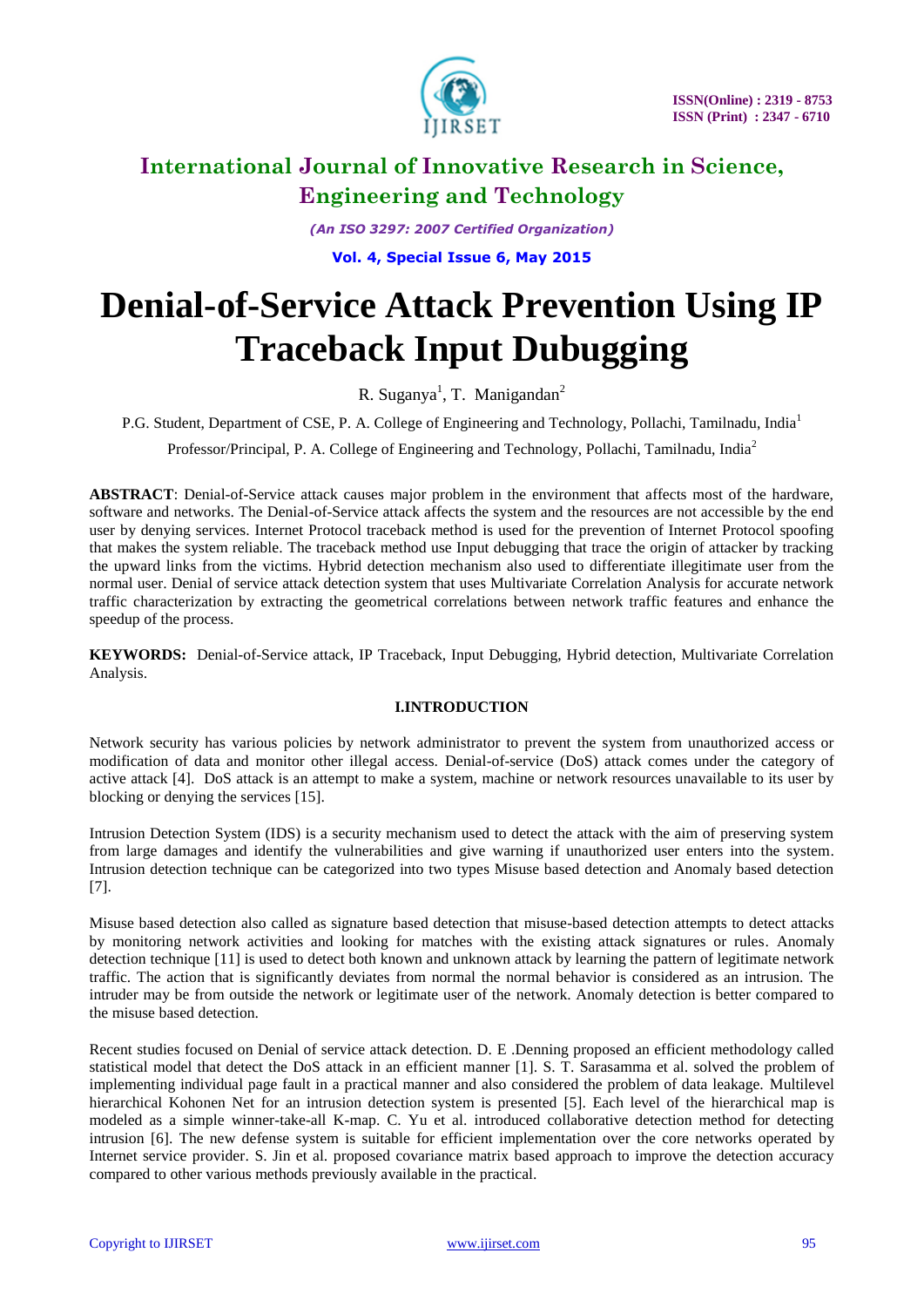# Denial-of-Service Attack Prevention Using IP Traceback Input Dubugging

R. Suganya[1], T. Manigandan[2]

P.G. Student, Department of CSE, P. A. College of Engineering and Technology, Pollachi, Tamilnadu, India[1]

Professor/Principal, P. A. College of Engineering and Technology, Pollachi, Tamilnadu, India[2]

**ABSTRACT**: Denial-of-Service attack causes major problem in the environment that affects most of the hardware, software and networks. The Denial-of-Service attack affects the system and the resources are not accessible by the end user by denying services. Internet Protocol traceback method is used for the prevention of Internet Protocol spoofing that makes the system reliable. The traceback method use Input debugging that trace the origin of attacker by tracking the upward links from the victims. Hybrid detection mechanism also used to differentiate illegitimate user from the normal user. Denial of service attack detection system that uses Multivariate Correlation Analysis for accurate network traffic characterization by extracting the geometrical correlations between network traffic features and enhance the speedup of the process.

**KEYWORDS:** Denial-of-Service attack, IP Traceback, Input Debugging, Hybrid detection, Multivariate Correlation Analysis.

## I.INTRODUCTION

Network security has various policies by network administrator to prevent the system from unauthorized access or modification of data and monitor other illegal access. Denial-of-service (DoS) attack comes under the category of active attack [4]. DoS attack is an attempt to make a system, machine or network resources unavailable to its user by blocking or denying the services [15].

Intrusion Detection System (IDS) is a security mechanism used to detect the attack with the aim of preserving system from large damages and identify the vulnerabilities and give warning if unauthorized user enters into the system. Intrusion detection technique can be categorized into two types Misuse based detection and Anomaly based detection [7].

Misuse based detection also called as signature based detection that misuse-based detection attempts to detect attacks by monitoring network activities and looking for matches with the existing attack signatures or rules. Anomaly detection technique [11] is used to detect both known and unknown attack by learning the pattern of legitimate network traffic. The action that is significantly deviates from normal the normal behavior is considered as an intrusion. The intruder may be from outside the network or legitimate user of the network. Anomaly detection is better compared to the misuse based detection.

Recent studies focused on Denial of service attack detection. D. E .Denning proposed an efficient methodology called statistical model that detect the DoS attack in an efficient manner [1]. S. T. Sarasamma et al. solved the problem of implementing individual page fault in a practical manner and also considered the problem of data leakage. Multilevel hierarchical Kohonen Net for an intrusion detection system is presented [5]. Each level of the hierarchical map is modeled as a simple winner-take-all K-map. C. Yu et al. introduced collaborative detection method for detecting intrusion [6]. The new defense system is suitable for efficient implementation over the core networks operated by Internet service provider. S. Jin et al. proposed covariance matrix based approach to improve the detection accuracy compared to other various methods previously available in the practical.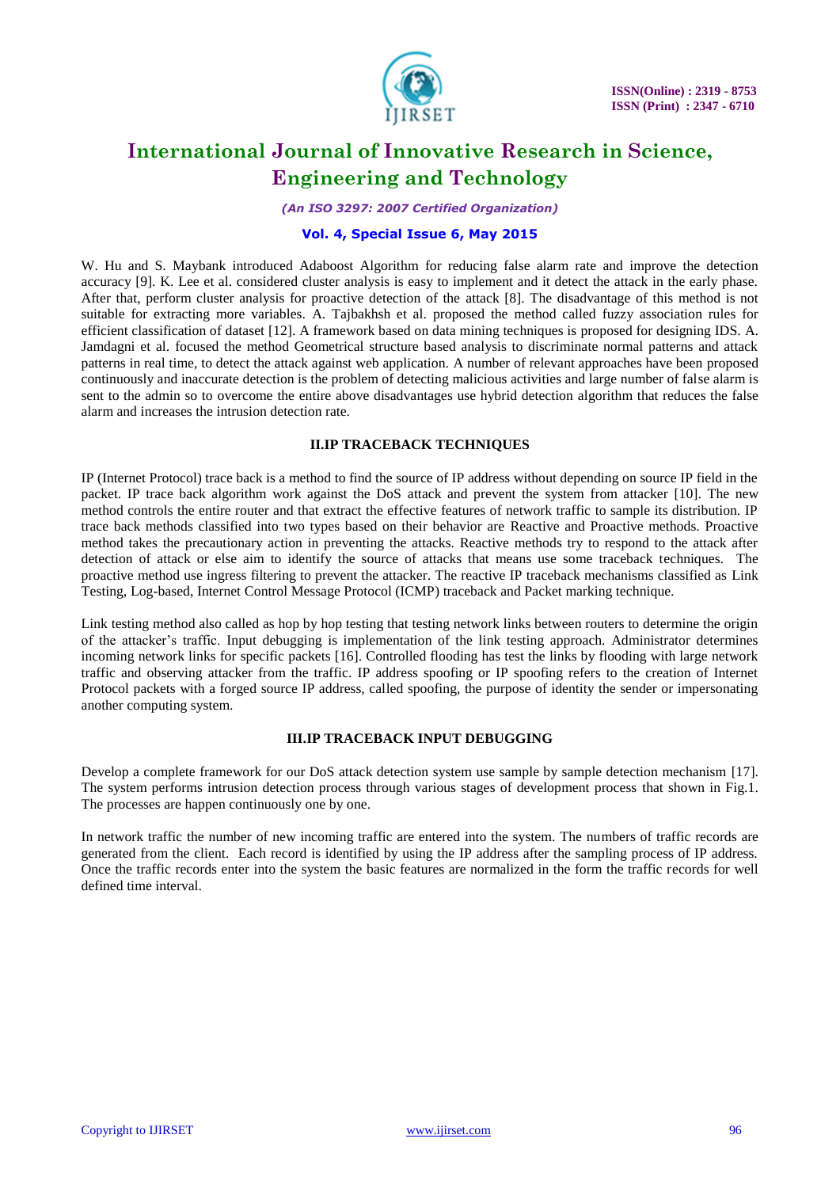W. Hu and S. Maybank introduced Adaboost Algorithm for reducing false alarm rate and improve the detection accuracy [9]. K. Lee et al. considered cluster analysis is easy to implement and it detect the attack in the early phase. After that, perform cluster analysis for proactive detection of the attack [8]. The disadvantage of this method is not suitable for extracting more variables. A. Tajbakhsh et al. proposed the method called fuzzy association rules for efficient classification of dataset [12]. A framework based on data mining techniques is proposed for designing IDS. A. Jamdagni et al. focused the method Geometrical structure based analysis to discriminate normal patterns and attack patterns in real time, to detect the attack against web application. A number of relevant approaches have been proposed continuously and inaccurate detection is the problem of detecting malicious activities and large number of false alarm is sent to the admin so to overcome the entire above disadvantages use hybrid detection algorithm that reduces the false alarm and increases the intrusion detection rate.

## II.IP TRACEBACK TECHNIQUES

IP (Internet Protocol) trace back is a method to find the source of IP address without depending on source IP field in the packet. IP trace back algorithm work against the DoS attack and prevent the system from attacker [10]. The new method controls the entire router and that extract the effective features of network traffic to sample its distribution. IP trace back methods classified into two types based on their behavior are Reactive and Proactive methods. Proactive method takes the precautionary action in preventing the attacks. Reactive methods try to respond to the attack after detection of attack or else aim to identify the source of attacks that means use some traceback techniques. The proactive method use ingress filtering to prevent the attacker. The reactive IP traceback mechanisms classified as Link Testing, Log-based, Internet Control Message Protocol (ICMP) traceback and Packet marking technique.

Link testing method also called as hop by hop testing that testing network links between routers to determine the origin of the attacker's traffic. Input debugging is implementation of the link testing approach. Administrator determines incoming network links for specific packets [16]. Controlled flooding has test the links by flooding with large network traffic and observing attacker from the traffic. IP address spoofing or IP spoofing refers to the creation of Internet Protocol packets with a forged source IP address, called spoofing, the purpose of identity the sender or impersonating another computing system.

## III.IP TRACEBACK INPUT DEBUGGING

Develop a complete framework for our DoS attack detection system use sample by sample detection mechanism [17]. The system performs intrusion detection process through various stages of development process that shown in Fig.1. The processes are happen continuously one by one.

In network traffic the number of new incoming traffic are entered into the system. The numbers of traffic records are generated from the client. Each record is identified by using the IP address after the sampling process of IP address. Once the traffic records enter into the system the basic features are normalized in the form the traffic records for well defined time interval.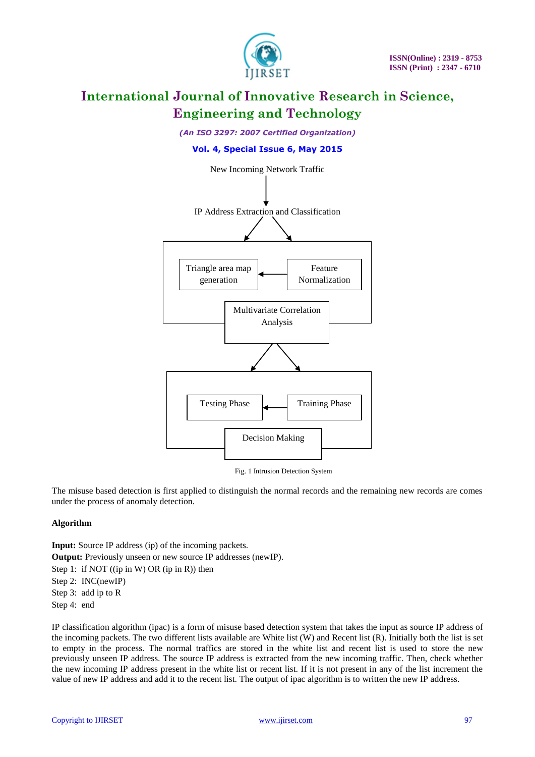New Incoming Network Traffic

IP Address Extraction and Classification

Triangle area map generation

Feature Normalization

Multivariate Correlation Analysis

Testing Phase

Training Phase

Decision Making

Fig. 1 Intrusion Detection System

The misuse based detection is first applied to distinguish the normal records and the remaining new records are comes under the process of anomaly detection.

**Algorithm**

**Input:** Source IP address (ip) of the incoming packets.
**Output:** Previously unseen or new source IP addresses (newIP).
Step 1: if NOT ((ip in W) OR (ip in R)) then
Step 2: INC(newIP)
Step 3: add ip to R
Step 4: end

IP classification algorithm (ipac) is a form of misuse based detection system that takes the input as source IP address of the incoming packets. The two different lists available are White list (W) and Recent list (R). Initially both the list is set to empty in the process. The normal traffics are stored in the white list and recent list is used to store the new previously unseen IP address. The source IP address is extracted from the new incoming traffic. Then, check whether the new incoming IP address present in the white list or recent list. If it is not present in any of the list increment the value of new IP address and add it to the recent list. The output of ipac algorithm is to written the new IP address.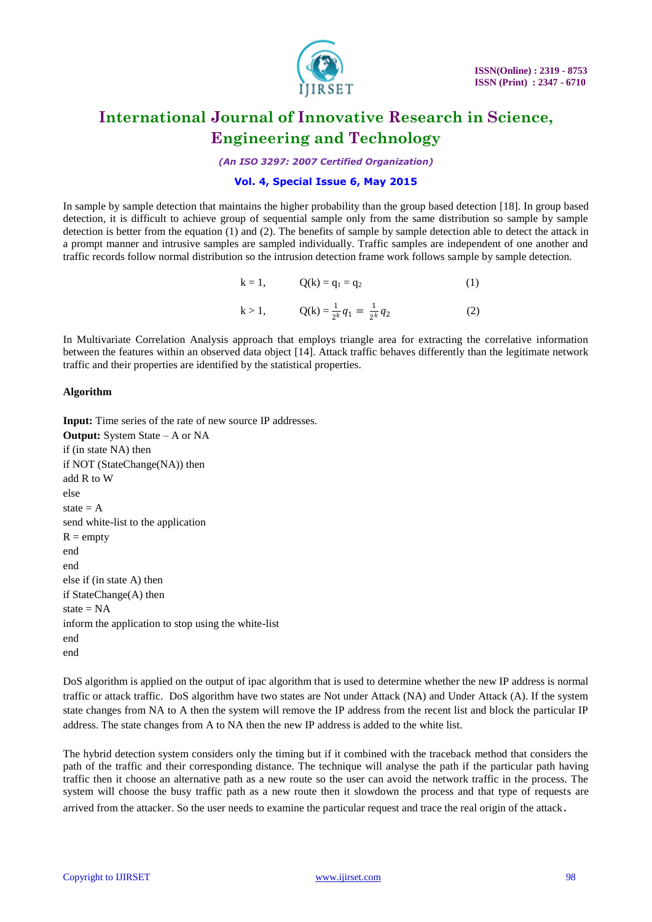In sample by sample detection that maintains the higher probability than the group based detection [18]. In group based detection, it is difficult to achieve group of sequential sample only from the same distribution so sample by sample detection is better from the equation (1) and (2). The benefits of sample by sample detection able to detect the attack in a prompt manner and intrusive samples are sampled individually. Traffic samples are independent of one another and traffic records follow normal distribution so the intrusion detection frame work follows sample by sample detection.

$$k = 1, \qquad Q(k) = q_1 = q_2 \qquad (1)$$

$$k > 1, \qquad Q(k) = \frac{1}{2^k} q_1 = \frac{1}{2^k} q_2 \qquad (2)$$

In Multivariate Correlation Analysis approach that employs triangle area for extracting the correlative information between the features within an observed data object [14]. Attack traffic behaves differently than the legitimate network traffic and their properties are identified by the statistical properties.

**Algorithm**

**Input:** Time series of the rate of new source IP addresses.
**Output:** System State – A or NA

```
if (in state NA) then
if NOT (StateChange(NA)) then
add R to W
else
state = A
send white-list to the application
R = empty
end
end
else if (in state A) then
if StateChange(A) then
state = NA
inform the application to stop using the white-list
end
end
```

DoS algorithm is applied on the output of ipac algorithm that is used to determine whether the new IP address is normal traffic or attack traffic. DoS algorithm have two states are Not under Attack (NA) and Under Attack (A). If the system state changes from NA to A then the system will remove the IP address from the recent list and block the particular IP address. The state changes from A to NA then the new IP address is added to the white list.

The hybrid detection system considers only the timing but if it combined with the traceback method that considers the path of the traffic and their corresponding distance. The technique will analyse the path if the particular path having traffic then it choose an alternative path as a new route so the user can avoid the network traffic in the process. The system will choose the busy traffic path as a new route then it slowdown the process and that type of requests are arrived from the attacker. So the user needs to examine the particular request and trace the real origin of the attack.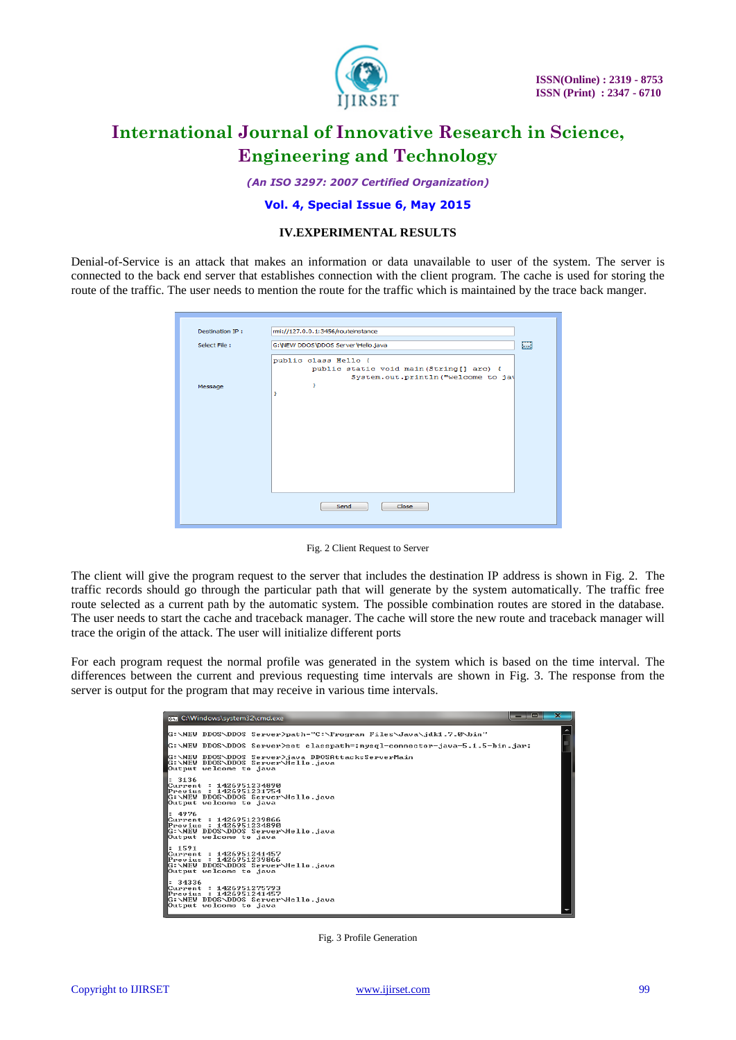## IV.EXPERIMENTAL RESULTS

Denial-of-Service is an attack that makes an information or data unavailable to user of the system. The server is connected to the back end server that establishes connection with the client program. The cache is used for storing the route of the traffic. The user needs to mention the route for the traffic which is maintained by the trace back manger.

Fig. 2 Client Request to Server

The client will give the program request to the server that includes the destination IP address is shown in Fig. 2. The traffic records should go through the particular path that will generate by the system automatically. The traffic free route selected as a current path by the automatic system. The possible combination routes are stored in the database. The user needs to start the cache and traceback manager. The cache will store the new route and traceback manager will trace the origin of the attack. The user will initialize different ports

For each program request the normal profile was generated in the system which is based on the time interval. The differences between the current and previous requesting time intervals are shown in Fig. 3. The response from the server is output for the program that may receive in various time intervals.

Fig. 3 Profile Generation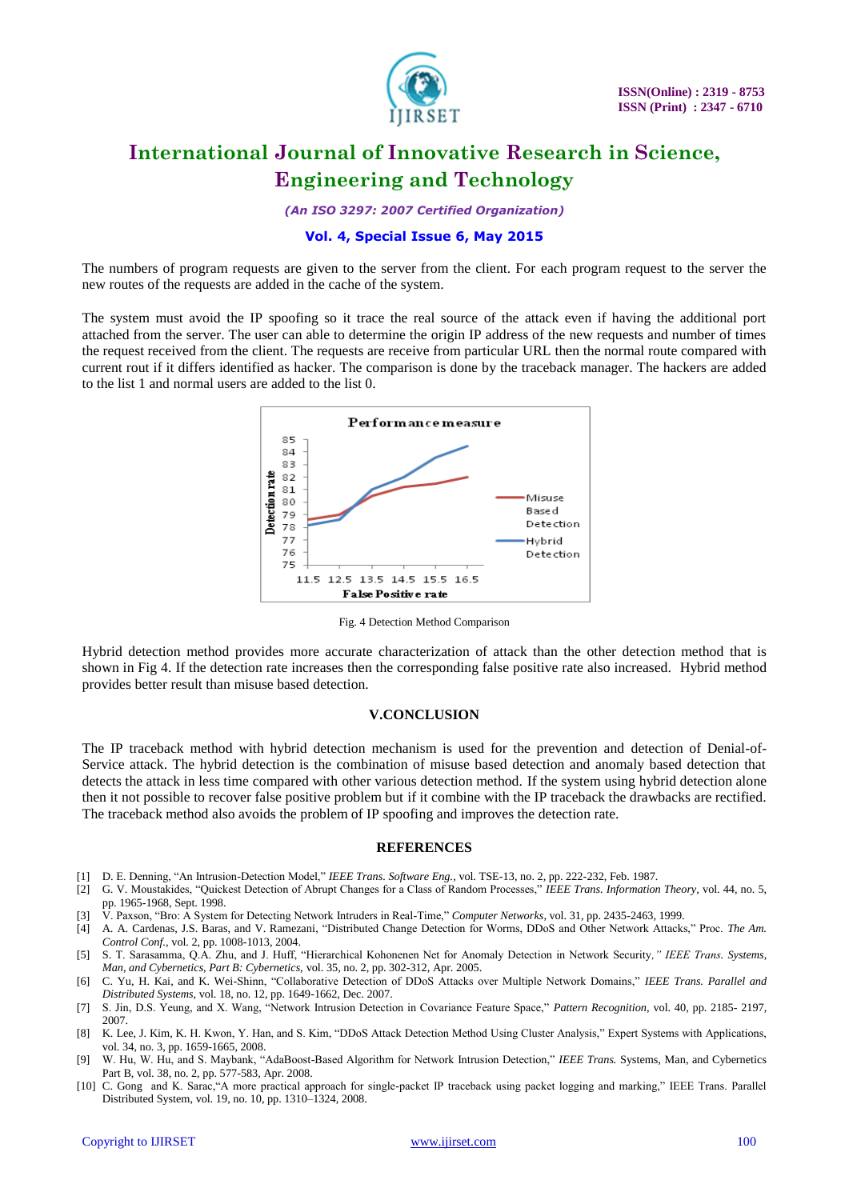The numbers of program requests are given to the server from the client. For each program request to the server the new routes of the requests are added in the cache of the system.

The system must avoid the IP spoofing so it trace the real source of the attack even if having the additional port attached from the server. The user can able to determine the origin IP address of the new requests and number of times the request received from the client. The requests are receive from particular URL then the normal route compared with current rout if it differs identified as hacker. The comparison is done by the traceback manager. The hackers are added to the list 1 and normal users are added to the list 0.

Fig. 4 Detection Method Comparison

Hybrid detection method provides more accurate characterization of attack than the other detection method that is shown in Fig 4. If the detection rate increases then the corresponding false positive rate also increased. Hybrid method provides better result than misuse based detection.

## V.CONCLUSION

The IP traceback method with hybrid detection mechanism is used for the prevention and detection of Denial-of-Service attack. The hybrid detection is the combination of misuse based detection and anomaly based detection that detects the attack in less time compared with other various detection method. If the system using hybrid detection alone then it not possible to recover false positive problem but if it combine with the IP traceback the drawbacks are rectified. The traceback method also avoids the problem of IP spoofing and improves the detection rate.

## REFERENCES

[1] D. E. Denning, "An Intrusion-Detection Model," *IEEE Trans. Software Eng.*, vol. TSE-13, no. 2, pp. 222-232, Feb. 1987.

[2] G. V. Moustakides, "Quickest Detection of Abrupt Changes for a Class of Random Processes," *IEEE Trans. Information Theory*, vol. 44, no. 5, pp. 1965-1968, Sept. 1998.

[3] V. Paxson, "Bro: A System for Detecting Network Intruders in Real-Time," *Computer Networks*, vol. 31, pp. 2435-2463, 1999.

[4] A. A. Cardenas, J.S. Baras, and V. Ramezani, "Distributed Change Detection for Worms, DDoS and Other Network Attacks," Proc. *The Am. Control Conf.*, vol. 2, pp. 1008-1013, 2004.

[5] S. T. Sarasamma, Q.A. Zhu, and J. Huff, "Hierarchical Kohonenen Net for Anomaly Detection in Network Security," *IEEE Trans. Systems, Man, and Cybernetics, Part B: Cybernetics*, vol. 35, no. 2, pp. 302-312, Apr. 2005.

[6] C. Yu, H. Kai, and K. Wei-Shinn, "Collaborative Detection of DDoS Attacks over Multiple Network Domains," *IEEE Trans. Parallel and Distributed Systems*, vol. 18, no. 12, pp. 1649-1662, Dec. 2007.

[7] S. Jin, D.S. Yeung, and X. Wang, "Network Intrusion Detection in Covariance Feature Space," *Pattern Recognition*, vol. 40, pp. 2185- 2197, 2007.

[8] K. Lee, J. Kim, K. H. Kwon, Y. Han, and S. Kim, "DDoS Attack Detection Method Using Cluster Analysis," Expert Systems with Applications, vol. 34, no. 3, pp. 1659-1665, 2008.

[9] W. Hu, W. Hu, and S. Maybank, "AdaBoost-Based Algorithm for Network Intrusion Detection," *IEEE Trans.* Systems, Man, and Cybernetics Part B, vol. 38, no. 2, pp. 577-583, Apr. 2008.

[10] C. Gong and K. Sarac,"A more practical approach for single-packet IP traceback using packet logging and marking," IEEE Trans. Parallel Distributed System, vol. 19, no. 10, pp. 1310–1324, 2008.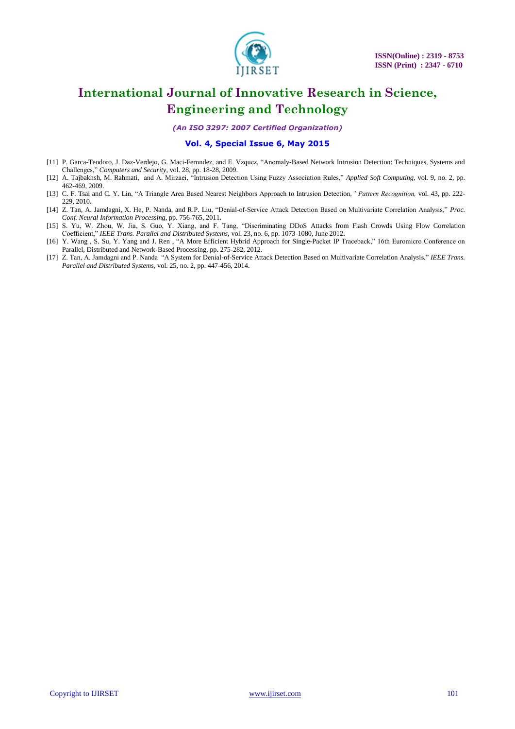[11] P. Garca-Teodoro, J. Daz-Verdejo, G. Maci-Fernndez, and E. Vzquez, "Anomaly-Based Network Intrusion Detection: Techniques, Systems and Challenges," *Computers and Security*, vol. 28, pp. 18-28, 2009.

[12] A. Tajbakhsh, M. Rahmati, and A. Mirzaei, "Intrusion Detection Using Fuzzy Association Rules," *Applied Soft Computing,* vol. 9, no. 2, pp. 462-469, 2009.

[13] C. F. Tsai and C. Y. Lin, "A Triangle Area Based Nearest Neighbors Approach to Intrusion Detection*," Pattern Recognition,* vol. 43, pp. 222-229, 2010.

[14] Z. Tan, A. Jamdagni, X. He, P. Nanda, and R.P. Liu, "Denial-of-Service Attack Detection Based on Multivariate Correlation Analysis," *Proc. Conf. Neural Information Processing*, pp. 756-765, 2011.

[15] S. Yu, W. Zhou, W. Jia, S. Guo, Y. Xiang, and F. Tang, "Discriminating DDoS Attacks from Flash Crowds Using Flow Correlation Coefficient," *IEEE Trans. Parallel and Distributed Systems,* vol. 23, no. 6, pp. 1073-1080, June 2012.

[16] Y. Wang , S. Su, Y. Yang and J. Ren , "A More Efficient Hybrid Approach for Single-Packet IP Traceback," 16th Euromicro Conference on Parallel, Distributed and Network-Based Processing, pp. 275-282, 2012.

[17] Z. Tan, A. Jamdagni and P. Nanda "A System for Denial-of-Service Attack Detection Based on Multivariate Correlation Analysis," *IEEE Trans. Parallel and Distributed Systems*, vol. 25, no. 2, pp. 447-456, 2014.